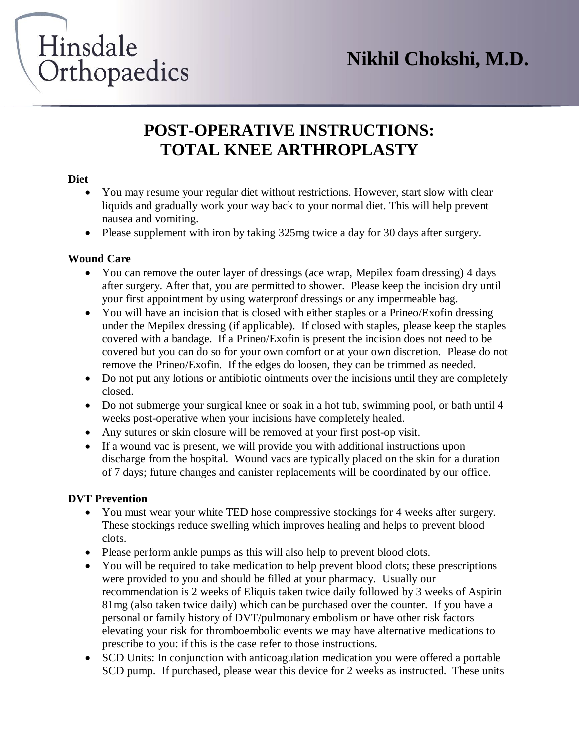Hinsdale Orthopaedics

**Nikhil Chokshi, M.D.**

# POST-OPERATIVE INSTRUCTIONS: TOTAL KNEE ARTHROPLASTY

**Diet**

- You may resume your regular diet without restrictions. However, start slow with clear liquids and gradually work your way back to your normal diet. This will help prevent nausea and vomiting.
- Please supplement with iron by taking 325mg twice a day for 30 days after surgery.

**Wound Care**

- You can remove the outer layer of dressings (ace wrap, Mepilex foam dressing) 4 days after surgery. After that, you are permitted to shower. Please keep the incision dry until your first appointment by using waterproof dressings or any impermeable bag.
- You will have an incision that is closed with either staples or a Prineo/Exofin dressing under the Mepilex dressing (if applicable). If closed with staples, please keep the staples covered with a bandage. If a Prineo/Exofin is present the incision does not need to be covered but you can do so for your own comfort or at your own discretion. Please do not remove the Prineo/Exofin. If the edges do loosen, they can be trimmed as needed.
- Do not put any lotions or antibiotic ointments over the incisions until they are completely closed.
- Do not submerge your surgical knee or soak in a hot tub, swimming pool, or bath until 4 weeks post-operative when your incisions have completely healed.
- Any sutures or skin closure will be removed at your first post-op visit.
- If a wound vac is present, we will provide you with additional instructions upon discharge from the hospital. Wound vacs are typically placed on the skin for a duration of 7 days; future changes and canister replacements will be coordinated by our office.

**DVT Prevention**

- You must wear your white TED hose compressive stockings for 4 weeks after surgery. These stockings reduce swelling which improves healing and helps to prevent blood clots.
- Please perform ankle pumps as this will also help to prevent blood clots.
- You will be required to take medication to help prevent blood clots; these prescriptions were provided to you and should be filled at your pharmacy. Usually our recommendation is 2 weeks of Eliquis taken twice daily followed by 3 weeks of Aspirin 81mg (also taken twice daily) which can be purchased over the counter. If you have a personal or family history of DVT/pulmonary embolism or have other risk factors elevating your risk for thromboembolic events we may have alternative medications to prescribe to you: if this is the case refer to those instructions.
- SCD Units: In conjunction with anticoagulation medication you were offered a portable SCD pump. If purchased, please wear this device for 2 weeks as instructed. These units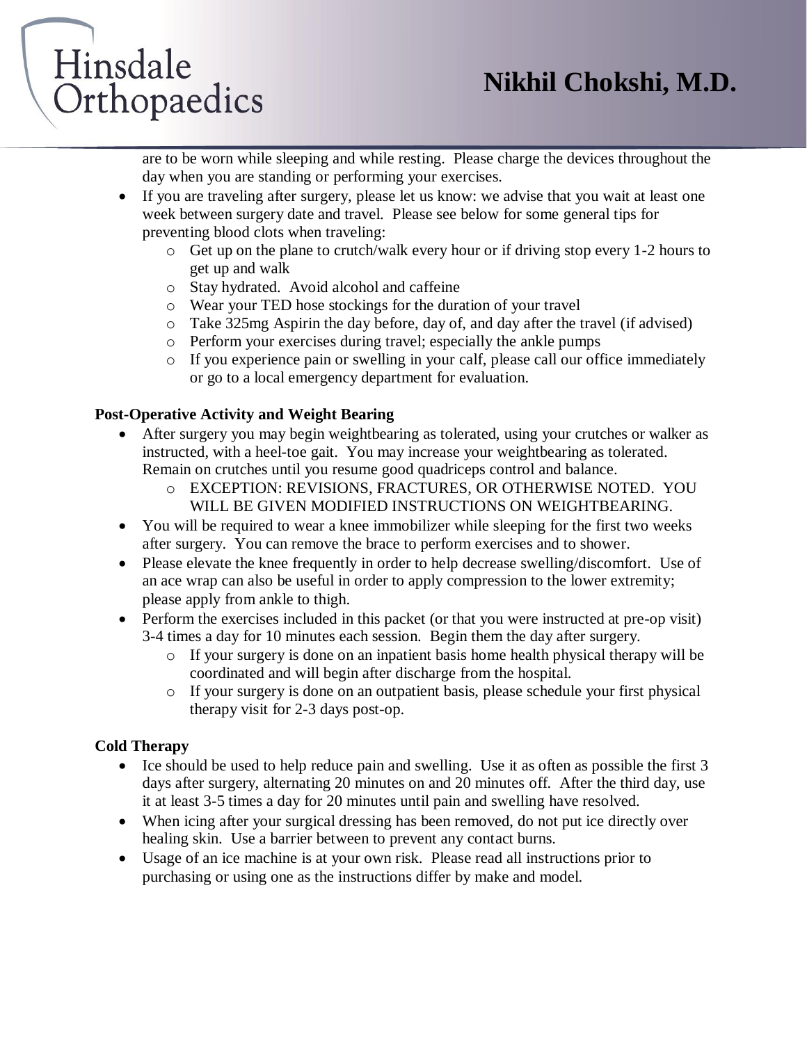are to be worn while sleeping and while resting. Please charge the devices throughout the day when you are standing or performing your exercises.

- If you are traveling after surgery, please let us know: we advise that you wait at least one week between surgery date and travel. Please see below for some general tips for preventing blood clots when traveling:
  - Get up on the plane to crutch/walk every hour or if driving stop every 1-2 hours to get up and walk
  - Stay hydrated. Avoid alcohol and caffeine
  - Wear your TED hose stockings for the duration of your travel
  - Take 325mg Aspirin the day before, day of, and day after the travel (if advised)
  - Perform your exercises during travel; especially the ankle pumps
  - If you experience pain or swelling in your calf, please call our office immediately or go to a local emergency department for evaluation.

**Post-Operative Activity and Weight Bearing**

- After surgery you may begin weightbearing as tolerated, using your crutches or walker as instructed, with a heel-toe gait. You may increase your weightbearing as tolerated. Remain on crutches until you resume good quadriceps control and balance.
  - EXCEPTION: REVISIONS, FRACTURES, OR OTHERWISE NOTED. YOU WILL BE GIVEN MODIFIED INSTRUCTIONS ON WEIGHTBEARING.
- You will be required to wear a knee immobilizer while sleeping for the first two weeks after surgery. You can remove the brace to perform exercises and to shower.
- Please elevate the knee frequently in order to help decrease swelling/discomfort. Use of an ace wrap can also be useful in order to apply compression to the lower extremity; please apply from ankle to thigh.
- Perform the exercises included in this packet (or that you were instructed at pre-op visit) 3-4 times a day for 10 minutes each session. Begin them the day after surgery.
  - If your surgery is done on an inpatient basis home health physical therapy will be coordinated and will begin after discharge from the hospital.
  - If your surgery is done on an outpatient basis, please schedule your first physical therapy visit for 2-3 days post-op.

**Cold Therapy**

- Ice should be used to help reduce pain and swelling. Use it as often as possible the first 3 days after surgery, alternating 20 minutes on and 20 minutes off. After the third day, use it at least 3-5 times a day for 20 minutes until pain and swelling have resolved.
- When icing after your surgical dressing has been removed, do not put ice directly over healing skin. Use a barrier between to prevent any contact burns.
- Usage of an ice machine is at your own risk. Please read all instructions prior to purchasing or using one as the instructions differ by make and model.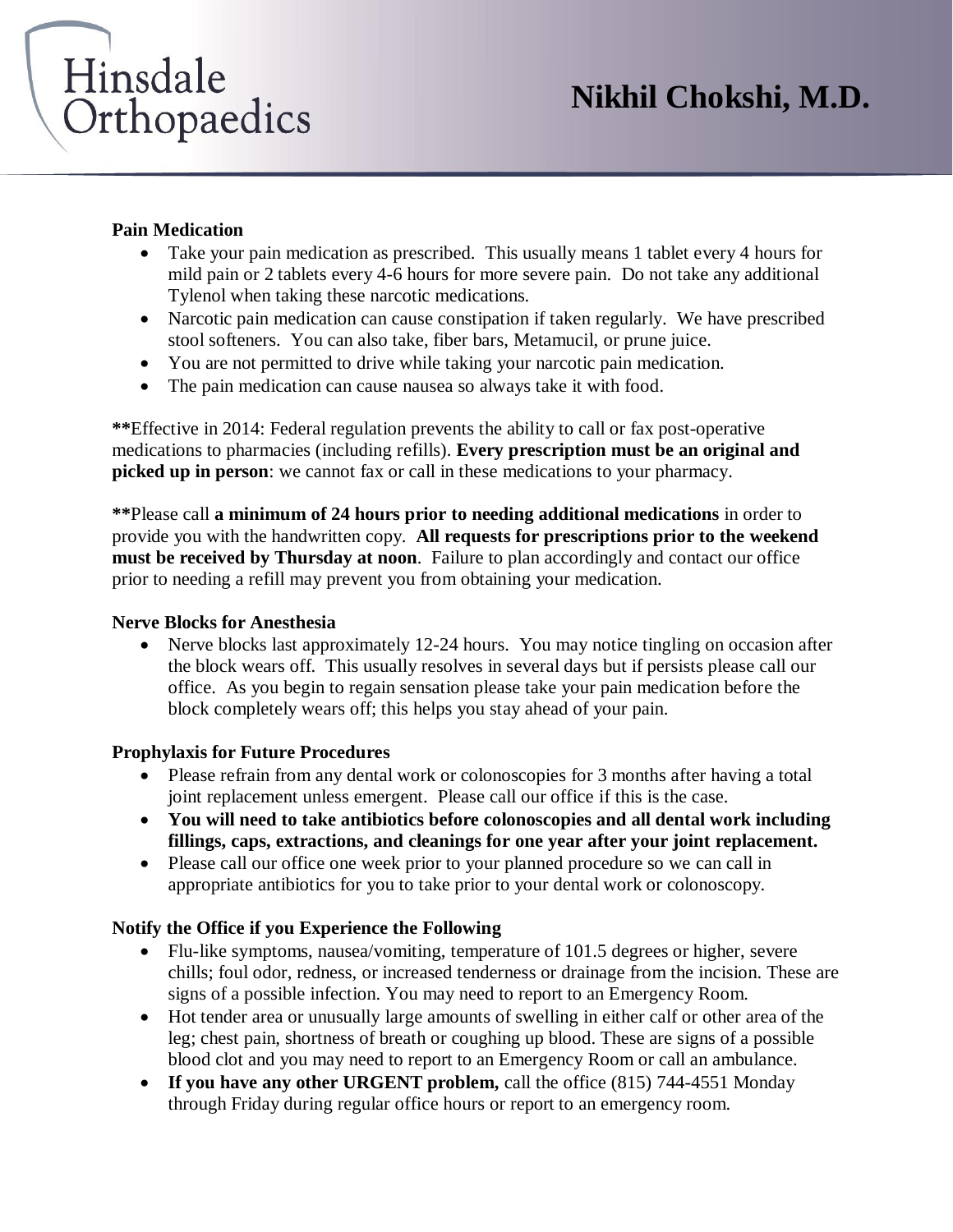**Pain Medication**

- Take your pain medication as prescribed. This usually means 1 tablet every 4 hours for mild pain or 2 tablets every 4-6 hours for more severe pain. Do not take any additional Tylenol when taking these narcotic medications.
- Narcotic pain medication can cause constipation if taken regularly. We have prescribed stool softeners. You can also take, fiber bars, Metamucil, or prune juice.
- You are not permitted to drive while taking your narcotic pain medication.
- The pain medication can cause nausea so always take it with food.

**\*\***Effective in 2014: Federal regulation prevents the ability to call or fax post-operative medications to pharmacies (including refills). **Every prescription must be an original and picked up in person**: we cannot fax or call in these medications to your pharmacy.

**\*\***Please call **a minimum of 24 hours prior to needing additional medications** in order to provide you with the handwritten copy. **All requests for prescriptions prior to the weekend must be received by Thursday at noon**. Failure to plan accordingly and contact our office prior to needing a refill may prevent you from obtaining your medication.

**Nerve Blocks for Anesthesia**

- Nerve blocks last approximately 12-24 hours. You may notice tingling on occasion after the block wears off. This usually resolves in several days but if persists please call our office. As you begin to regain sensation please take your pain medication before the block completely wears off; this helps you stay ahead of your pain.

**Prophylaxis for Future Procedures**

- Please refrain from any dental work or colonoscopies for 3 months after having a total joint replacement unless emergent. Please call our office if this is the case.
- **You will need to take antibiotics before colonoscopies and all dental work including fillings, caps, extractions, and cleanings for one year after your joint replacement.**
- Please call our office one week prior to your planned procedure so we can call in appropriate antibiotics for you to take prior to your dental work or colonoscopy.

**Notify the Office if you Experience the Following**

- Flu-like symptoms, nausea/vomiting, temperature of 101.5 degrees or higher, severe chills; foul odor, redness, or increased tenderness or drainage from the incision. These are signs of a possible infection. You may need to report to an Emergency Room.
- Hot tender area or unusually large amounts of swelling in either calf or other area of the leg; chest pain, shortness of breath or coughing up blood. These are signs of a possible blood clot and you may need to report to an Emergency Room or call an ambulance.
- **If you have any other URGENT problem,** call the office (815) 744-4551 Monday through Friday during regular office hours or report to an emergency room.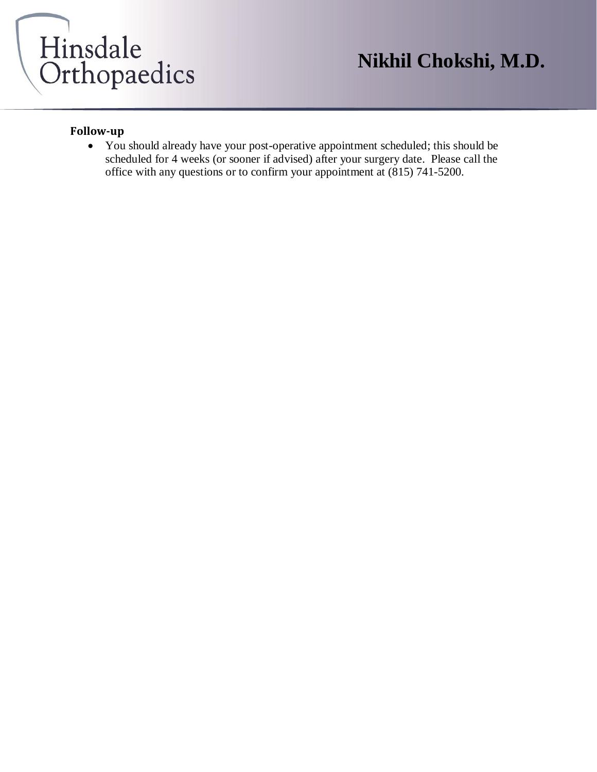**Follow-up**

- You should already have your post-operative appointment scheduled; this should be scheduled for 4 weeks (or sooner if advised) after your surgery date. Please call the office with any questions or to confirm your appointment at (815) 741-5200.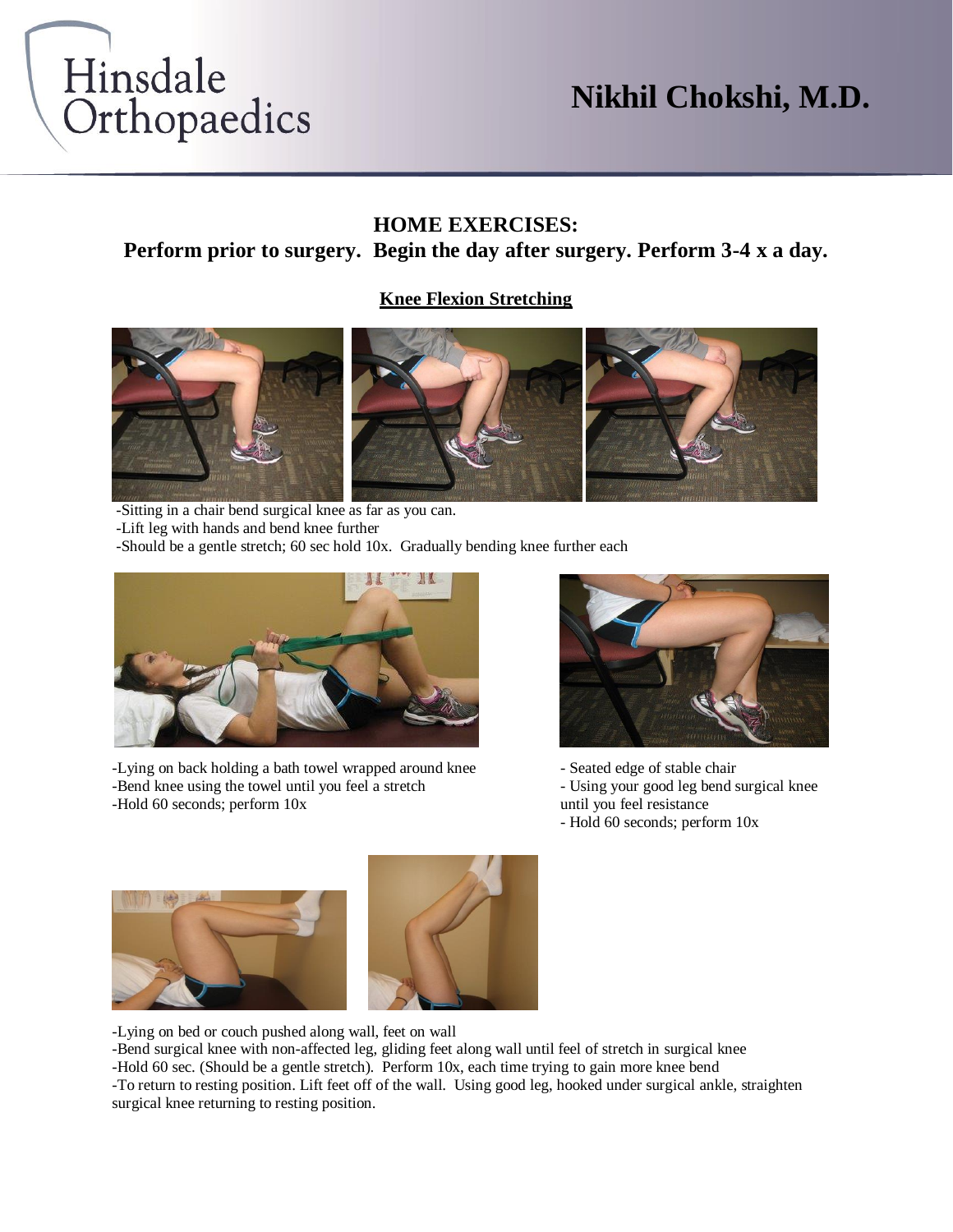# Nikhil Chokshi, M.D.

## HOME EXERCISES:

**Perform prior to surgery. Begin the day after surgery. Perform 3-4 x a day.**

### Knee Flexion Stretching

-Sitting in a chair bend surgical knee as far as you can.
-Lift leg with hands and bend knee further
-Should be a gentle stretch; 60 sec hold 10x. Gradually bending knee further each

-Lying on back holding a bath towel wrapped around knee
-Bend knee using the towel until you feel a stretch
-Hold 60 seconds; perform 10x

- Seated edge of stable chair
- Using your good leg bend surgical knee until you feel resistance
- Hold 60 seconds; perform 10x

-Lying on bed or couch pushed along wall, feet on wall
-Bend surgical knee with non-affected leg, gliding feet along wall until feel of stretch in surgical knee
-Hold 60 sec. (Should be a gentle stretch). Perform 10x, each time trying to gain more knee bend
-To return to resting position. Lift feet off of the wall. Using good leg, hooked under surgical ankle, straighten surgical knee returning to resting position.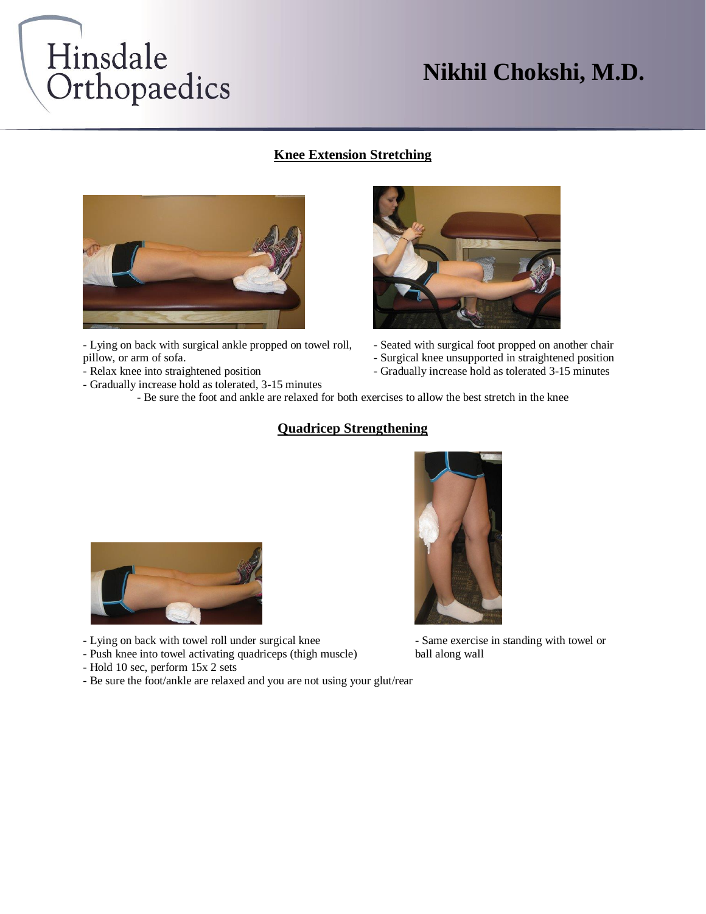Hinsdale Orthopaedics

# Nikhil Chokshi, M.D.

## Knee Extension Stretching

- Lying on back with surgical ankle propped on towel roll, pillow, or arm of sofa.
- Relax knee into straightened position
- Gradually increase hold as tolerated, 3-15 minutes

- Seated with surgical foot propped on another chair
- Surgical knee unsupported in straightened position
- Gradually increase hold as tolerated 3-15 minutes

- Be sure the foot and ankle are relaxed for both exercises to allow the best stretch in the knee

## Quadricep Strengthening

- Lying on back with towel roll under surgical knee
- Push knee into towel activating quadriceps (thigh muscle)
- Hold 10 sec, perform 15x 2 sets
- Be sure the foot/ankle are relaxed and you are not using your glut/rear

- Same exercise in standing with towel or ball along wall